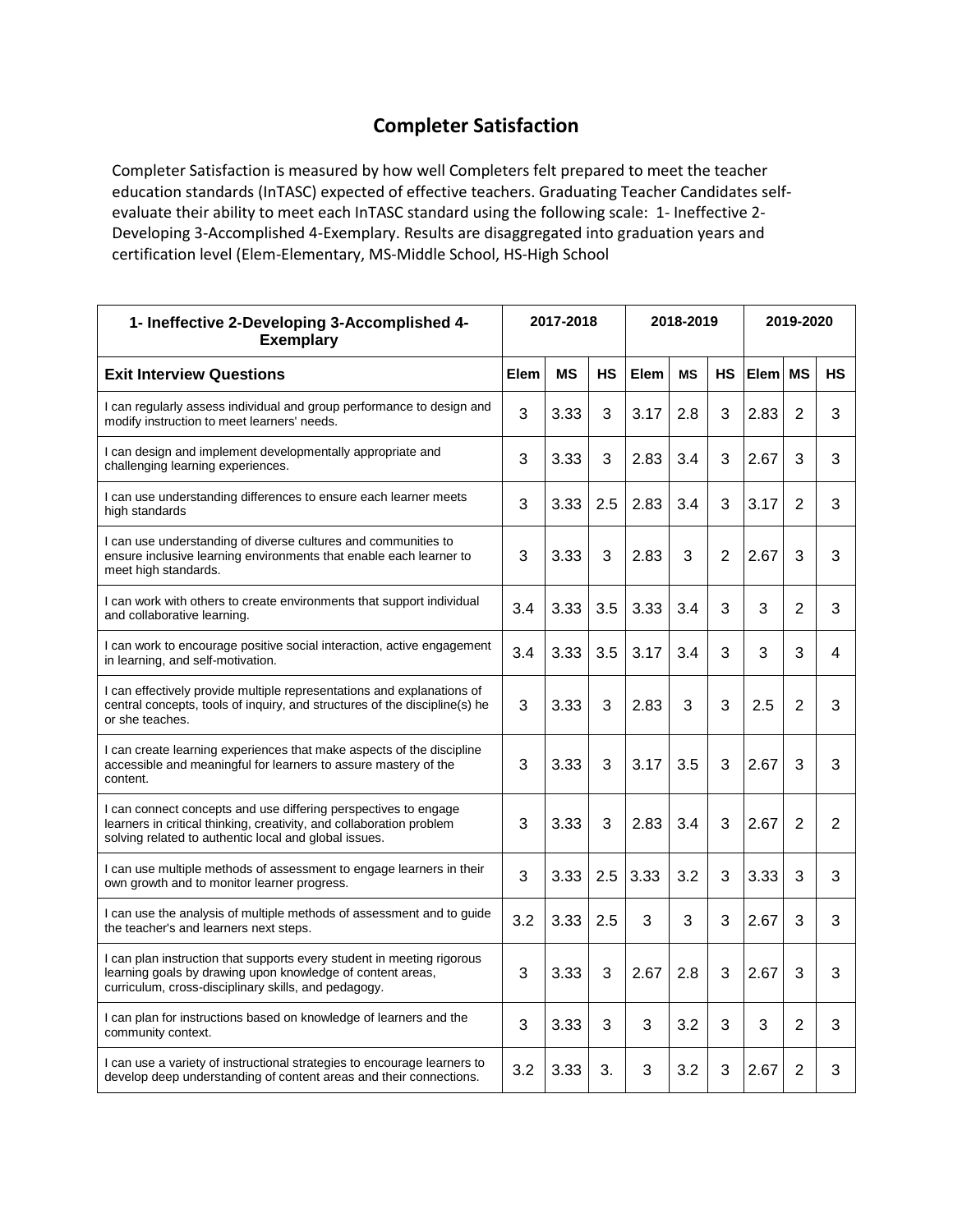# Completer Satisfaction

Completer Satisfaction is measured by how well Completers felt prepared to meet the teacher education standards (InTASC) expected of effective teachers. Graduating Teacher Candidates self-evaluate their ability to meet each InTASC standard using the following scale: 1- Ineffective 2-Developing 3-Accomplished 4-Exemplary. Results are disaggregated into graduation years and certification level (Elem-Elementary, MS-Middle School, HS-High School

| 1- Ineffective 2-Developing 3-Accomplished 4-Exemplary | 2017-2018 | | | 2018-2019 | | | 2019-2020 | | |
|---|---|---|---|---|---|---|---|---|---|
| **Exit Interview Questions** | **Elem** | **MS** | **HS** | **Elem** | **MS** | **HS** | **Elem** | **MS** | **HS** |
| I can regularly assess individual and group performance to design and modify instruction to meet learners' needs. | 3 | 3.33 | 3 | 3.17 | 2.8 | 3 | 2.83 | 2 | 3 |
| I can design and implement developmentally appropriate and challenging learning experiences. | 3 | 3.33 | 3 | 2.83 | 3.4 | 3 | 2.67 | 3 | 3 |
| I can use understanding differences to ensure each learner meets high standards | 3 | 3.33 | 2.5 | 2.83 | 3.4 | 3 | 3.17 | 2 | 3 |
| I can use understanding of diverse cultures and communities to ensure inclusive learning environments that enable each learner to meet high standards. | 3 | 3.33 | 3 | 2.83 | 3 | 2 | 2.67 | 3 | 3 |
| I can work with others to create environments that support individual and collaborative learning. | 3.4 | 3.33 | 3.5 | 3.33 | 3.4 | 3 | 3 | 2 | 3 |
| I can work to encourage positive social interaction, active engagement in learning, and self-motivation. | 3.4 | 3.33 | 3.5 | 3.17 | 3.4 | 3 | 3 | 3 | 4 |
| I can effectively provide multiple representations and explanations of central concepts, tools of inquiry, and structures of the discipline(s) he or she teaches. | 3 | 3.33 | 3 | 2.83 | 3 | 3 | 2.5 | 2 | 3 |
| I can create learning experiences that make aspects of the discipline accessible and meaningful for learners to assure mastery of the content. | 3 | 3.33 | 3 | 3.17 | 3.5 | 3 | 2.67 | 3 | 3 |
| I can connect concepts and use differing perspectives to engage learners in critical thinking, creativity, and collaboration problem solving related to authentic local and global issues. | 3 | 3.33 | 3 | 2.83 | 3.4 | 3 | 2.67 | 2 | 2 |
| I can use multiple methods of assessment to engage learners in their own growth and to monitor learner progress. | 3 | 3.33 | 2.5 | 3.33 | 3.2 | 3 | 3.33 | 3 | 3 |
| I can use the analysis of multiple methods of assessment and to guide the teacher's and learners next steps. | 3.2 | 3.33 | 2.5 | 3 | 3 | 3 | 2.67 | 3 | 3 |
| I can plan instruction that supports every student in meeting rigorous learning goals by drawing upon knowledge of content areas, curriculum, cross-disciplinary skills, and pedagogy. | 3 | 3.33 | 3 | 2.67 | 2.8 | 3 | 2.67 | 3 | 3 |
| I can plan for instructions based on knowledge of learners and the community context. | 3 | 3.33 | 3 | 3 | 3.2 | 3 | 3 | 2 | 3 |
| I can use a variety of instructional strategies to encourage learners to develop deep understanding of content areas and their connections. | 3.2 | 3.33 | 3. | 3 | 3.2 | 3 | 2.67 | 2 | 3 |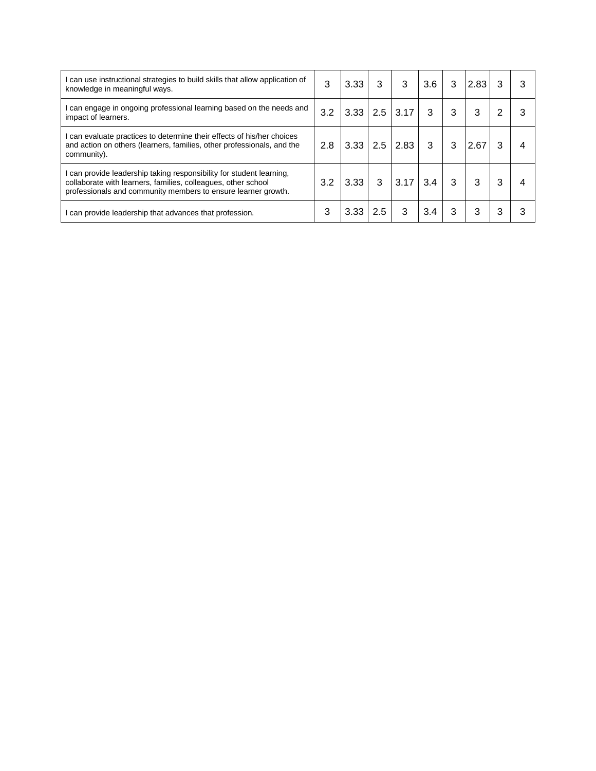| | | | | | | | | | |
|---|---|---|---|---|---|---|---|---|---|
| I can use instructional strategies to build skills that allow application of knowledge in meaningful ways. | 3 | 3.33 | 3 | 3 | 3.6 | 3 | 2.83 | 3 | 3 |
| I can engage in ongoing professional learning based on the needs and impact of learners. | 3.2 | 3.33 | 2.5 | 3.17 | 3 | 3 | 3 | 2 | 3 |
| I can evaluate practices to determine their effects of his/her choices and action on others (learners, families, other professionals, and the community). | 2.8 | 3.33 | 2.5 | 2.83 | 3 | 3 | 2.67 | 3 | 4 |
| I can provide leadership taking responsibility for student learning, collaborate with learners, families, colleagues, other school professionals and community members to ensure learner growth. | 3.2 | 3.33 | 3 | 3.17 | 3.4 | 3 | 3 | 3 | 4 |
| I can provide leadership that advances that profession. | 3 | 3.33 | 2.5 | 3 | 3.4 | 3 | 3 | 3 | 3 |